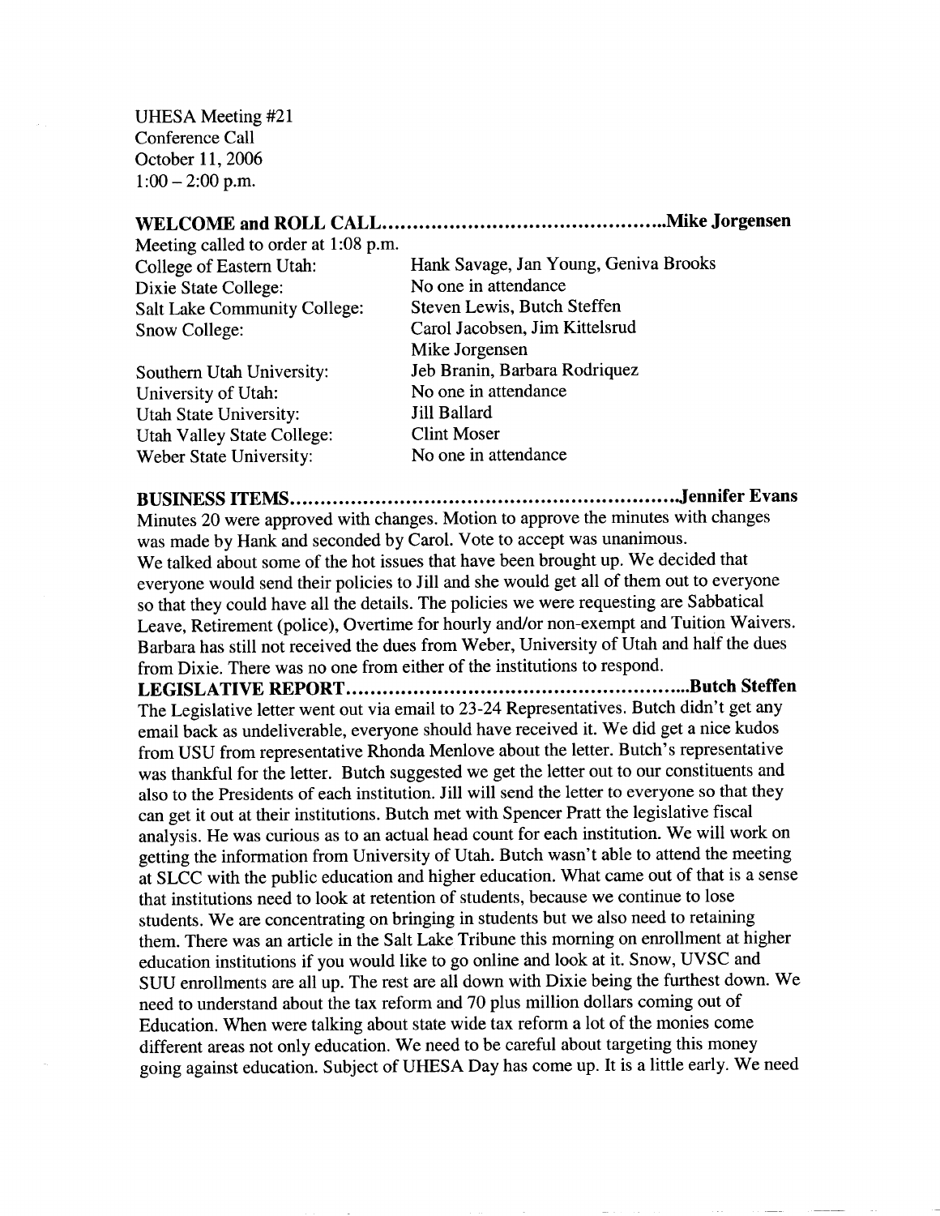UHESA Meeting #21
Conference Call
October 11, 2006
1:00 – 2:00 p.m.

**WELCOME and ROLL CALL..............................................Mike Jorgensen**

Meeting called to order at 1:08 p.m.

| | |
|---|---|
| College of Eastern Utah: | Hank Savage, Jan Young, Geniva Brooks |
| Dixie State College: | No one in attendance |
| Salt Lake Community College: | Steven Lewis, Butch Steffen |
| Snow College: | Carol Jacobsen, Jim Kittelsrud<br>Mike Jorgensen |
| Southern Utah University: | Jeb Branin, Barbara Rodriquez |
| University of Utah: | No one in attendance |
| Utah State University: | Jill Ballard |
| Utah Valley State College: | Clint Moser |
| Weber State University: | No one in attendance |

**BUSINESS ITEMS...............................................................Jennifer Evans**

Minutes 20 were approved with changes. Motion to approve the minutes with changes was made by Hank and seconded by Carol. Vote to accept was unanimous.
We talked about some of the hot issues that have been brought up. We decided that everyone would send their policies to Jill and she would get all of them out to everyone so that they could have all the details. The policies we were requesting are Sabbatical Leave, Retirement (police), Overtime for hourly and/or non-exempt and Tuition Waivers. Barbara has still not received the dues from Weber, University of Utah and half the dues from Dixie. There was no one from either of the institutions to respond.

**LEGISLATIVE REPORT........................................................Butch Steffen**

The Legislative letter went out via email to 23-24 Representatives. Butch didn't get any email back as undeliverable, everyone should have received it. We did get a nice kudos from USU from representative Rhonda Menlove about the letter. Butch's representative was thankful for the letter. Butch suggested we get the letter out to our constituents and also to the Presidents of each institution. Jill will send the letter to everyone so that they can get it out at their institutions. Butch met with Spencer Pratt the legislative fiscal analysis. He was curious as to an actual head count for each institution. We will work on getting the information from University of Utah. Butch wasn't able to attend the meeting at SLCC with the public education and higher education. What came out of that is a sense that institutions need to look at retention of students, because we continue to lose students. We are concentrating on bringing in students but we also need to retaining them. There was an article in the Salt Lake Tribune this morning on enrollment at higher education institutions if you would like to go online and look at it. Snow, UVSC and SUU enrollments are all up. The rest are all down with Dixie being the furthest down. We need to understand about the tax reform and 70 plus million dollars coming out of Education. When were talking about state wide tax reform a lot of the monies come different areas not only education. We need to be careful about targeting this money going against education. Subject of UHESA Day has come up. It is a little early. We need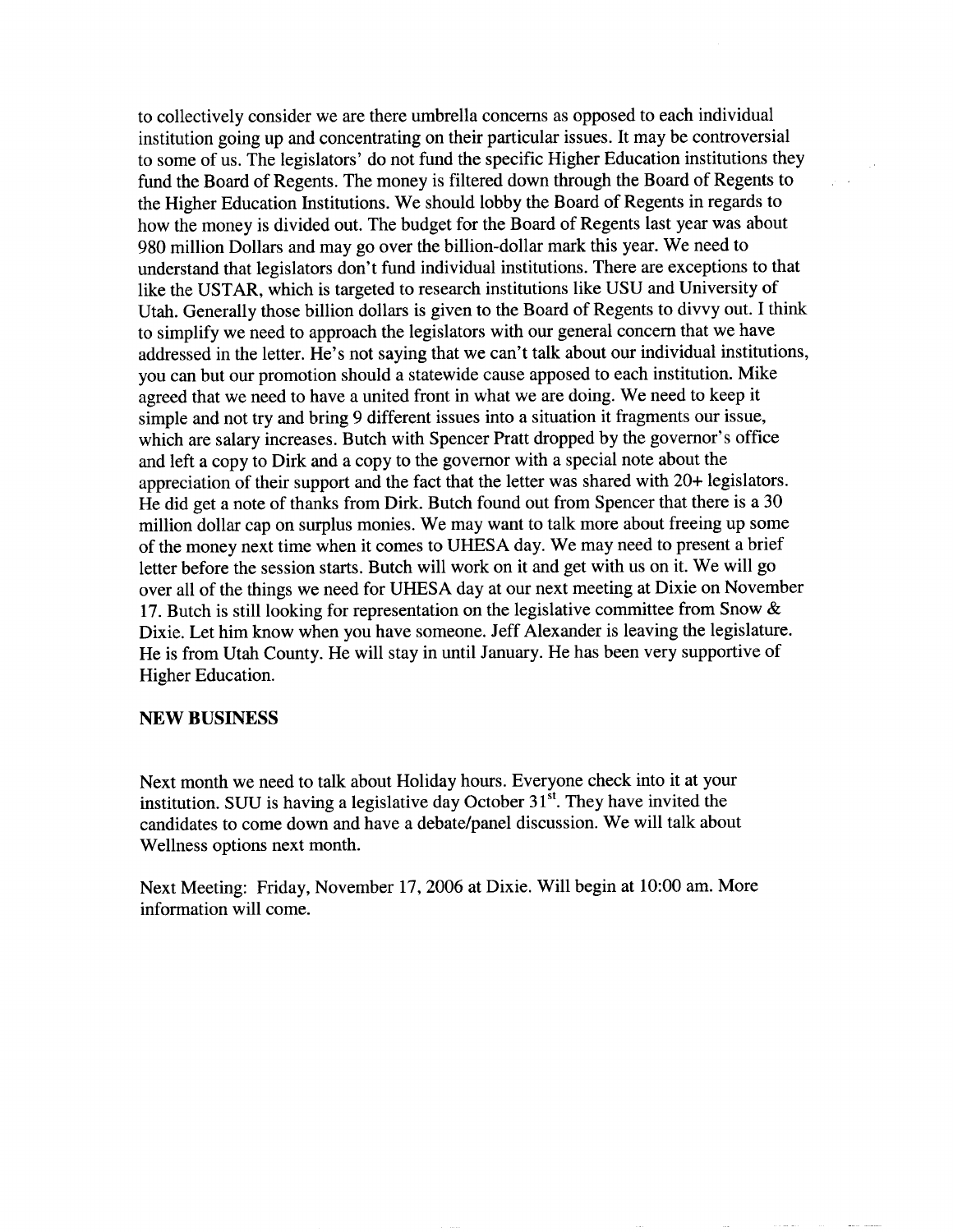to collectively consider we are there umbrella concerns as opposed to each individual institution going up and concentrating on their particular issues. It may be controversial to some of us. The legislators' do not fund the specific Higher Education institutions they fund the Board of Regents. The money is filtered down through the Board of Regents to the Higher Education Institutions. We should lobby the Board of Regents in regards to how the money is divided out. The budget for the Board of Regents last year was about 980 million Dollars and may go over the billion-dollar mark this year. We need to understand that legislators don't fund individual institutions. There are exceptions to that like the USTAR, which is targeted to research institutions like USU and University of Utah. Generally those billion dollars is given to the Board of Regents to divvy out. I think to simplify we need to approach the legislators with our general concern that we have addressed in the letter. He's not saying that we can't talk about our individual institutions, you can but our promotion should a statewide cause apposed to each institution. Mike agreed that we need to have a united front in what we are doing. We need to keep it simple and not try and bring 9 different issues into a situation it fragments our issue, which are salary increases. Butch with Spencer Pratt dropped by the governor's office and left a copy to Dirk and a copy to the governor with a special note about the appreciation of their support and the fact that the letter was shared with 20+ legislators. He did get a note of thanks from Dirk. Butch found out from Spencer that there is a 30 million dollar cap on surplus monies. We may want to talk more about freeing up some of the money next time when it comes to UHESA day. We may need to present a brief letter before the session starts. Butch will work on it and get with us on it. We will go over all of the things we need for UHESA day at our next meeting at Dixie on November 17. Butch is still looking for representation on the legislative committee from Snow & Dixie. Let him know when you have someone. Jeff Alexander is leaving the legislature. He is from Utah County. He will stay in until January. He has been very supportive of Higher Education.

## NEW BUSINESS

Next month we need to talk about Holiday hours. Everyone check into it at your institution. SUU is having a legislative day October 31st. They have invited the candidates to come down and have a debate/panel discussion. We will talk about Wellness options next month.

Next Meeting: Friday, November 17, 2006 at Dixie. Will begin at 10:00 am. More information will come.